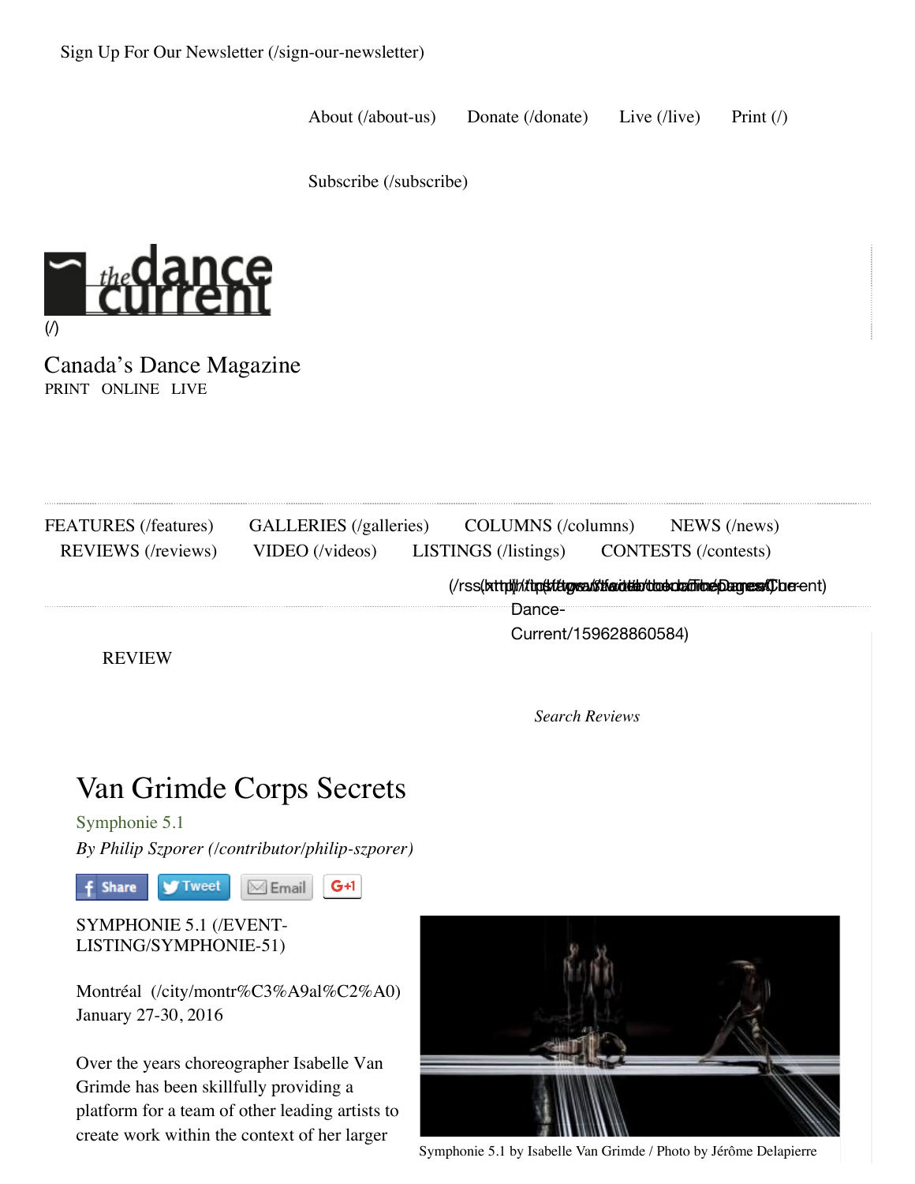Sign Up For Our Newsletter (/sign-our-newsletter)

About (/about-us) Donate (/donate) Live (/live) Print (/)

Subscribe (/subscribe)

(/)

Canada's Dance Magazine
PRINT ONLINE LIVE

FEATURES (/features) GALLERIES (/galleries) COLUMNS (/columns) NEWS (/news)
REVIEWS (/reviews) VIDEO (/videos) LISTINGS (/listings) CONTESTS (/contests)

REVIEW

*Search Reviews*

# Van Grimde Corps Secrets

Symphonie 5.1

*By Philip Szporer (/contributor/philip-szporer)*

Share Tweet Email G+1

SYMPHONIE 5.1 (/EVENT-LISTING/SYMPHONIE-51)

Montréal (/city/montr%C3%A9al%C2%A0)
January 27-30, 2016

Over the years choreographer Isabelle Van Grimde has been skillfully providing a platform for a team of other leading artists to create work within the context of her larger

Symphonie 5.1 by Isabelle Van Grimde / Photo by Jérôme Delapierre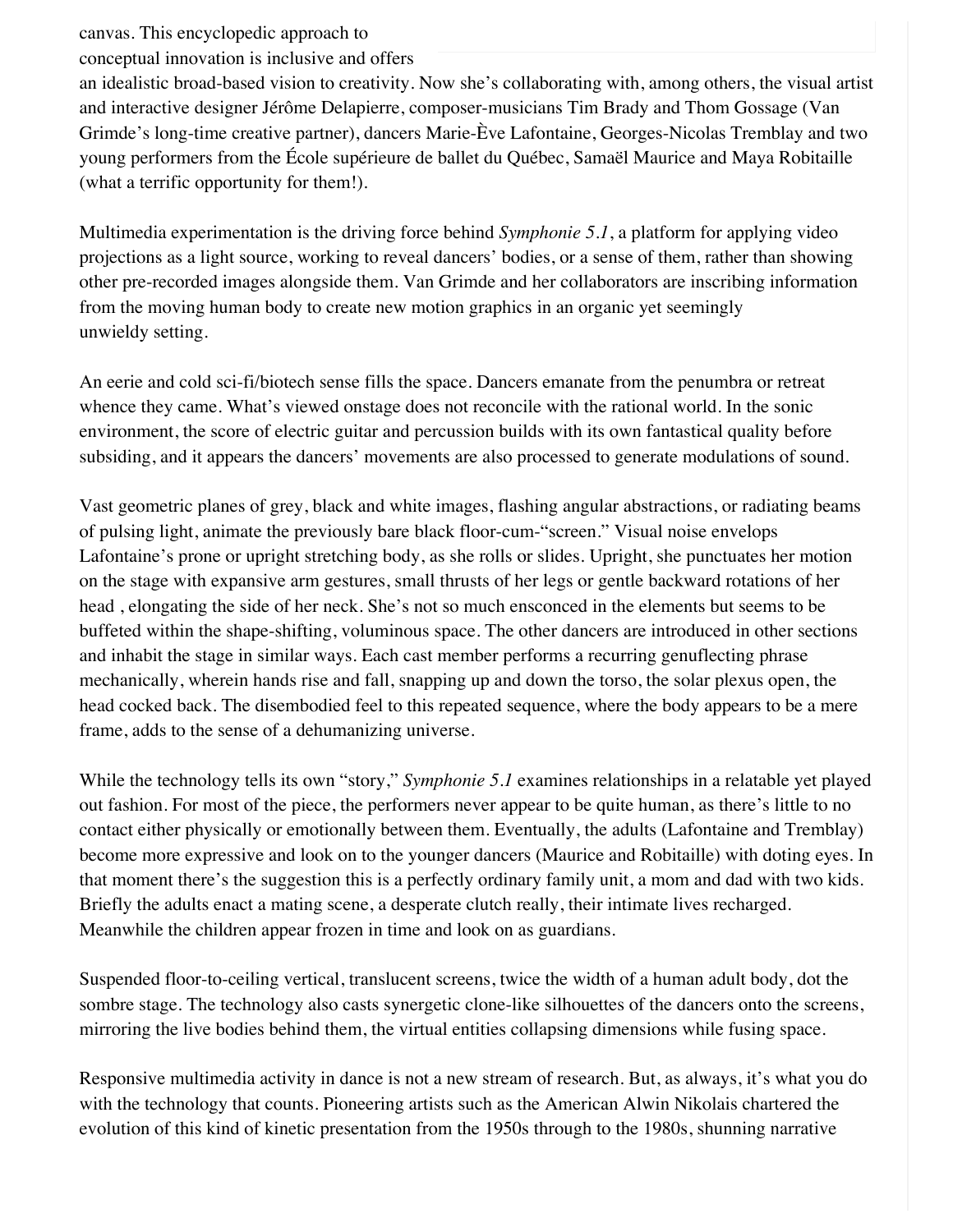canvas. This encyclopedic approach to conceptual innovation is inclusive and offers an idealistic broad-based vision to creativity. Now she's collaborating with, among others, the visual artist and interactive designer Jérôme Delapierre, composer-musicians Tim Brady and Thom Gossage (Van Grimde's long-time creative partner), dancers Marie-Ève Lafontaine, Georges-Nicolas Tremblay and two young performers from the École supérieure de ballet du Québec, Samaël Maurice and Maya Robitaille (what a terrific opportunity for them!).

Multimedia experimentation is the driving force behind *Symphonie 5.1*, a platform for applying video projections as a light source, working to reveal dancers' bodies, or a sense of them, rather than showing other pre-recorded images alongside them. Van Grimde and her collaborators are inscribing information from the moving human body to create new motion graphics in an organic yet seemingly unwieldy setting.

An eerie and cold sci-fi/biotech sense fills the space. Dancers emanate from the penumbra or retreat whence they came. What's viewed onstage does not reconcile with the rational world. In the sonic environment, the score of electric guitar and percussion builds with its own fantastical quality before subsiding, and it appears the dancers' movements are also processed to generate modulations of sound.

Vast geometric planes of grey, black and white images, flashing angular abstractions, or radiating beams of pulsing light, animate the previously bare black floor-cum-"screen." Visual noise envelops Lafontaine's prone or upright stretching body, as she rolls or slides. Upright, she punctuates her motion on the stage with expansive arm gestures, small thrusts of her legs or gentle backward rotations of her head , elongating the side of her neck. She's not so much ensconced in the elements but seems to be buffeted within the shape-shifting, voluminous space. The other dancers are introduced in other sections and inhabit the stage in similar ways. Each cast member performs a recurring genuflecting phrase mechanically, wherein hands rise and fall, snapping up and down the torso, the solar plexus open, the head cocked back. The disembodied feel to this repeated sequence, where the body appears to be a mere frame, adds to the sense of a dehumanizing universe.

While the technology tells its own "story," *Symphonie 5.1* examines relationships in a relatable yet played out fashion. For most of the piece, the performers never appear to be quite human, as there's little to no contact either physically or emotionally between them. Eventually, the adults (Lafontaine and Tremblay) become more expressive and look on to the younger dancers (Maurice and Robitaille) with doting eyes. In that moment there's the suggestion this is a perfectly ordinary family unit, a mom and dad with two kids. Briefly the adults enact a mating scene, a desperate clutch really, their intimate lives recharged. Meanwhile the children appear frozen in time and look on as guardians.

Suspended floor-to-ceiling vertical, translucent screens, twice the width of a human adult body, dot the sombre stage. The technology also casts synergetic clone-like silhouettes of the dancers onto the screens, mirroring the live bodies behind them, the virtual entities collapsing dimensions while fusing space.

Responsive multimedia activity in dance is not a new stream of research. But, as always, it's what you do with the technology that counts. Pioneering artists such as the American Alwin Nikolais chartered the evolution of this kind of kinetic presentation from the 1950s through to the 1980s, shunning narrative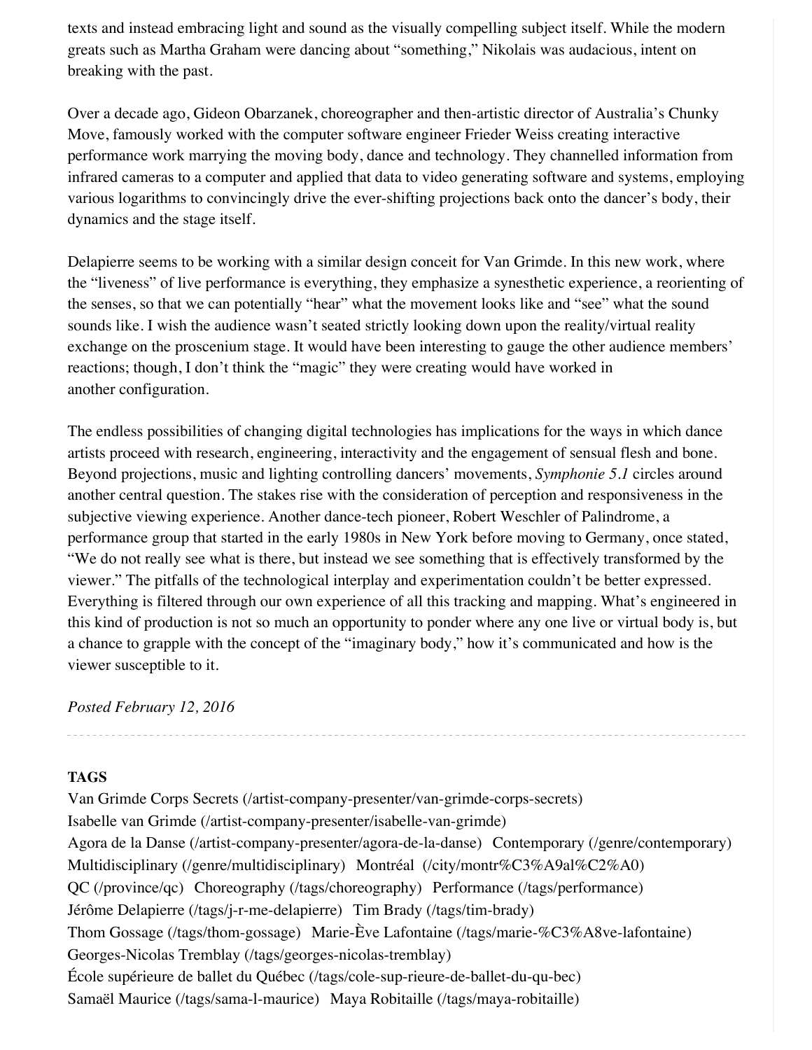texts and instead embracing light and sound as the visually compelling subject itself. While the modern greats such as Martha Graham were dancing about "something," Nikolais was audacious, intent on breaking with the past.

Over a decade ago, Gideon Obarzanek, choreographer and then-artistic director of Australia's Chunky Move, famously worked with the computer software engineer Frieder Weiss creating interactive performance work marrying the moving body, dance and technology. They channelled information from infrared cameras to a computer and applied that data to video generating software and systems, employing various logarithms to convincingly drive the ever-shifting projections back onto the dancer's body, their dynamics and the stage itself.

Delapierre seems to be working with a similar design conceit for Van Grimde. In this new work, where the "liveness" of live performance is everything, they emphasize a synesthetic experience, a reorienting of the senses, so that we can potentially "hear" what the movement looks like and "see" what the sound sounds like. I wish the audience wasn't seated strictly looking down upon the reality/virtual reality exchange on the proscenium stage. It would have been interesting to gauge the other audience members' reactions; though, I don't think the "magic" they were creating would have worked in another configuration.

The endless possibilities of changing digital technologies has implications for the ways in which dance artists proceed with research, engineering, interactivity and the engagement of sensual flesh and bone. Beyond projections, music and lighting controlling dancers' movements, *Symphonie 5.1* circles around another central question. The stakes rise with the consideration of perception and responsiveness in the subjective viewing experience. Another dance-tech pioneer, Robert Weschler of Palindrome, a performance group that started in the early 1980s in New York before moving to Germany, once stated, "We do not really see what is there, but instead we see something that is effectively transformed by the viewer." The pitfalls of the technological interplay and experimentation couldn't be better expressed. Everything is filtered through our own experience of all this tracking and mapping. What's engineered in this kind of production is not so much an opportunity to ponder where any one live or virtual body is, but a chance to grapple with the concept of the "imaginary body," how it's communicated and how is the viewer susceptible to it.

*Posted February 12, 2016*

---

**TAGS**

Van Grimde Corps Secrets (/artist-company-presenter/van-grimde-corps-secrets)
Isabelle van Grimde (/artist-company-presenter/isabelle-van-grimde)
Agora de la Danse (/artist-company-presenter/agora-de-la-danse) Contemporary (/genre/contemporary)
Multidisciplinary (/genre/multidisciplinary) Montréal (/city/montr%C3%A9al%C2%A0)
QC (/province/qc) Choreography (/tags/choreography) Performance (/tags/performance)
Jérôme Delapierre (/tags/j-r-me-delapierre) Tim Brady (/tags/tim-brady)
Thom Gossage (/tags/thom-gossage) Marie-Ève Lafontaine (/tags/marie-%C3%A8ve-lafontaine)
Georges-Nicolas Tremblay (/tags/georges-nicolas-tremblay)
École supérieure de ballet du Québec (/tags/cole-sup-rieure-de-ballet-du-qu-bec)
Samaël Maurice (/tags/sama-l-maurice) Maya Robitaille (/tags/maya-robitaille)